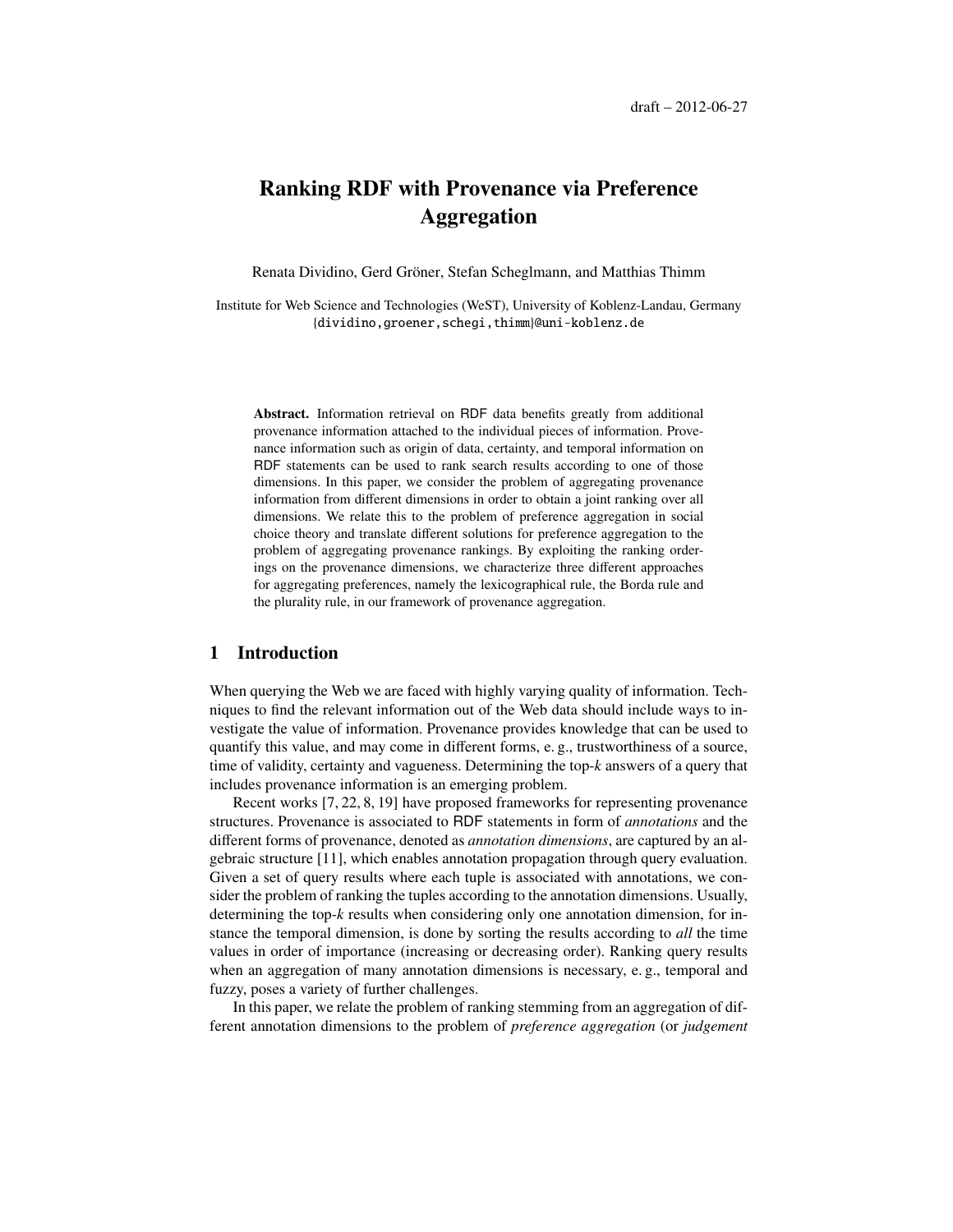draft – 2012-06-27

# Ranking RDF with Provenance via Preference Aggregation

Renata Dividino, Gerd Gröner, Stefan Scheglmann, and Matthias Thimm

Institute for Web Science and Technologies (WeST), University of Koblenz-Landau, Germany
{dividino,groener,schegi,thimm}@uni-koblenz.de

**Abstract.** Information retrieval on RDF data benefits greatly from additional provenance information attached to the individual pieces of information. Provenance information such as origin of data, certainty, and temporal information on RDF statements can be used to rank search results according to one of those dimensions. In this paper, we consider the problem of aggregating provenance information from different dimensions in order to obtain a joint ranking over all dimensions. We relate this to the problem of preference aggregation in social choice theory and translate different solutions for preference aggregation to the problem of aggregating provenance rankings. By exploiting the ranking orderings on the provenance dimensions, we characterize three different approaches for aggregating preferences, namely the lexicographical rule, the Borda rule and the plurality rule, in our framework of provenance aggregation.

## 1 Introduction

When querying the Web we are faced with highly varying quality of information. Techniques to find the relevant information out of the Web data should include ways to investigate the value of information. Provenance provides knowledge that can be used to quantify this value, and may come in different forms, e. g., trustworthiness of a source, time of validity, certainty and vagueness. Determining the top-$k$ answers of a query that includes provenance information is an emerging problem.

Recent works [7, 22, 8, 19] have proposed frameworks for representing provenance structures. Provenance is associated to RDF statements in form of *annotations* and the different forms of provenance, denoted as *annotation dimensions*, are captured by an algebraic structure [11], which enables annotation propagation through query evaluation. Given a set of query results where each tuple is associated with annotations, we consider the problem of ranking the tuples according to the annotation dimensions. Usually, determining the top-$k$ results when considering only one annotation dimension, for instance the temporal dimension, is done by sorting the results according to *all* the time values in order of importance (increasing or decreasing order). Ranking query results when an aggregation of many annotation dimensions is necessary, e. g., temporal and fuzzy, poses a variety of further challenges.

In this paper, we relate the problem of ranking stemming from an aggregation of different annotation dimensions to the problem of *preference aggregation* (or *judgement*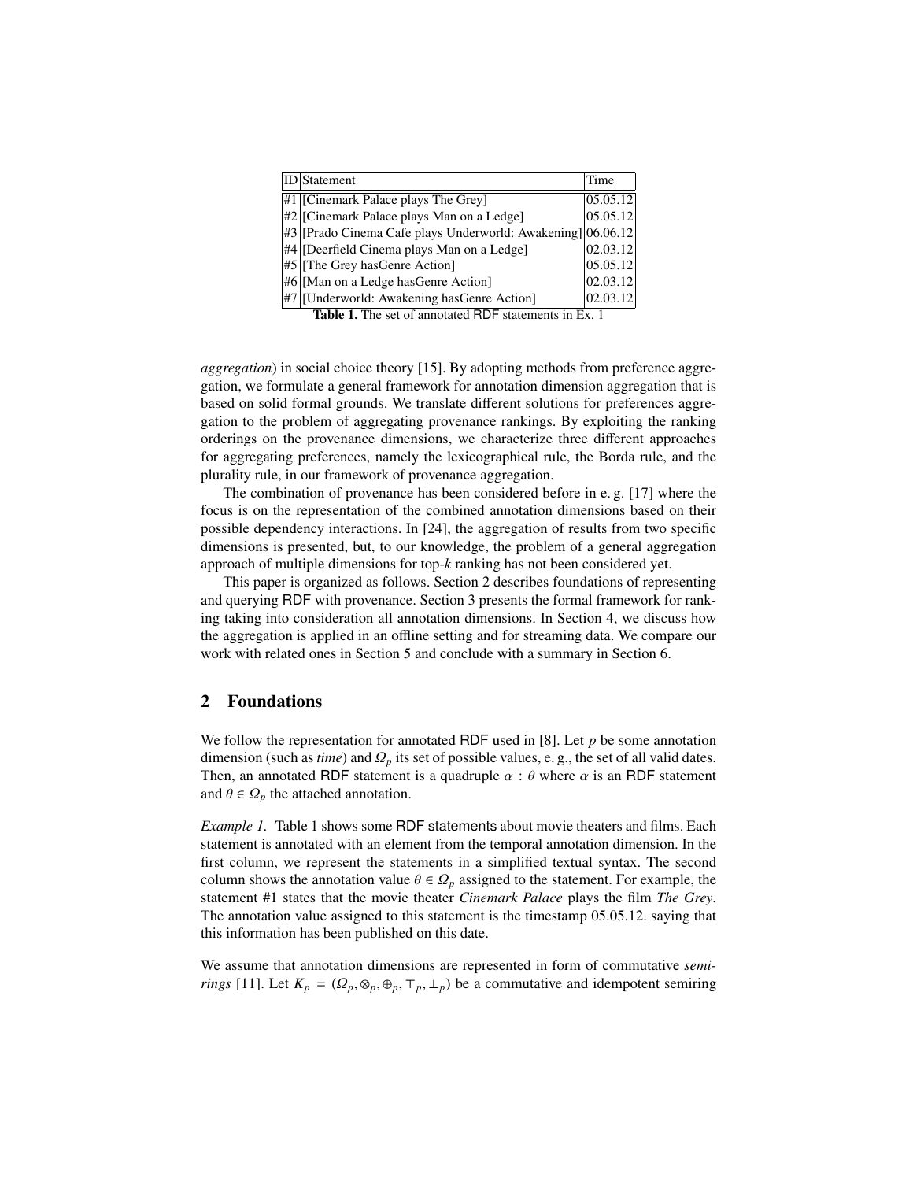| ID | Statement | Time |
|---|---|---|
| #1 | [Cinemark Palace plays The Grey] | 05.05.12 |
| #2 | [Cinemark Palace plays Man on a Ledge] | 05.05.12 |
| #3 | [Prado Cinema Cafe plays Underworld: Awakening] | 06.06.12 |
| #4 | [Deerfield Cinema plays Man on a Ledge] | 02.03.12 |
| #5 | [The Grey hasGenre Action] | 05.05.12 |
| #6 | [Man on a Ledge hasGenre Action] | 02.03.12 |
| #7 | [Underworld: Awakening hasGenre Action] | 02.03.12 |

**Table 1.** The set of annotated RDF statements in Ex. 1

*aggregation*) in social choice theory [15]. By adopting methods from preference aggregation, we formulate a general framework for annotation dimension aggregation that is based on solid formal grounds. We translate different solutions for preferences aggregation to the problem of aggregating provenance rankings. By exploiting the ranking orderings on the provenance dimensions, we characterize three different approaches for aggregating preferences, namely the lexicographical rule, the Borda rule, and the plurality rule, in our framework of provenance aggregation.

The combination of provenance has been considered before in e. g. [17] where the focus is on the representation of the combined annotation dimensions based on their possible dependency interactions. In [24], the aggregation of results from two specific dimensions is presented, but, to our knowledge, the problem of a general aggregation approach of multiple dimensions for top-*k* ranking has not been considered yet.

This paper is organized as follows. Section 2 describes foundations of representing and querying RDF with provenance. Section 3 presents the formal framework for ranking taking into consideration all annotation dimensions. In Section 4, we discuss how the aggregation is applied in an offline setting and for streaming data. We compare our work with related ones in Section 5 and conclude with a summary in Section 6.

## 2 Foundations

We follow the representation for annotated RDF used in [8]. Let $p$ be some annotation dimension (such as *time*) and $\Omega_p$ its set of possible values, e. g., the set of all valid dates. Then, an annotated RDF statement is a quadruple $\alpha : \theta$ where $\alpha$ is an RDF statement and $\theta \in \Omega_p$ the attached annotation.

*Example 1.* Table 1 shows some RDF statements about movie theaters and films. Each statement is annotated with an element from the temporal annotation dimension. In the first column, we represent the statements in a simplified textual syntax. The second column shows the annotation value $\theta \in \Omega_p$ assigned to the statement. For example, the statement #1 states that the movie theater *Cinemark Palace* plays the film *The Grey*. The annotation value assigned to this statement is the timestamp 05.05.12. saying that this information has been published on this date.

We assume that annotation dimensions are represented in form of commutative *semirings* [11]. Let $K_p = (\Omega_p, \otimes_p, \oplus_p, \top_p, \bot_p)$ be a commutative and idempotent semiring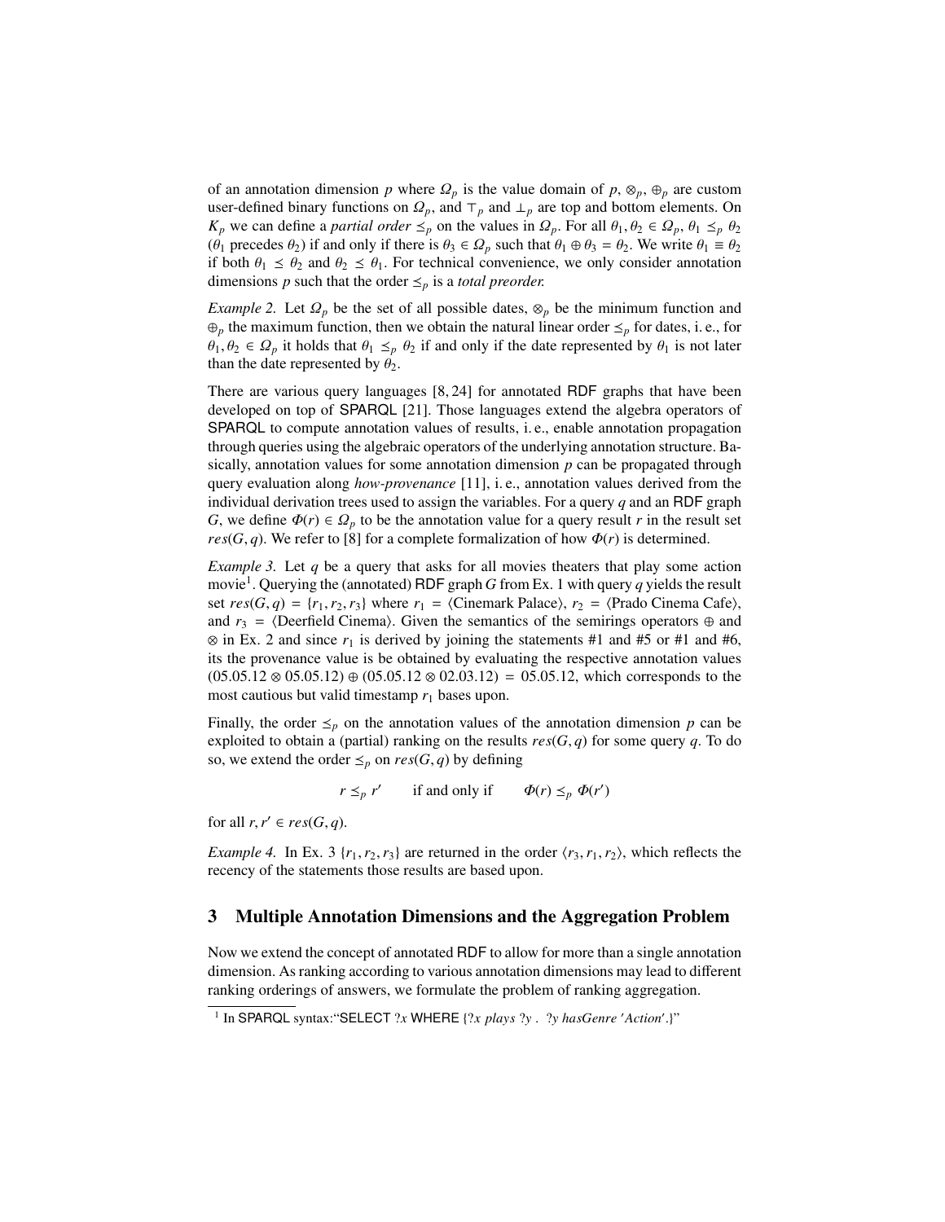of an annotation dimension $p$ where $\Omega_p$ is the value domain of $p$, $\otimes_p$, $\oplus_p$ are custom user-defined binary functions on $\Omega_p$, and $\top_p$ and $\bot_p$ are top and bottom elements. On $K_p$ we can define a *partial order* $\preceq_p$ on the values in $\Omega_p$. For all $\theta_1, \theta_2 \in \Omega_p$, $\theta_1 \preceq_p \theta_2$ ($\theta_1$ precedes $\theta_2$) if and only if there is $\theta_3 \in \Omega_p$ such that $\theta_1 \oplus \theta_3 = \theta_2$. We write $\theta_1 \equiv \theta_2$ if both $\theta_1 \preceq \theta_2$ and $\theta_2 \preceq \theta_1$. For technical convenience, we only consider annotation dimensions $p$ such that the order $\preceq_p$ is a *total preorder.*

*Example 2.* Let $\Omega_p$ be the set of all possible dates, $\otimes_p$ be the minimum function and $\oplus_p$ the maximum function, then we obtain the natural linear order $\preceq_p$ for dates, i. e., for $\theta_1, \theta_2 \in \Omega_p$ it holds that $\theta_1 \preceq_p \theta_2$ if and only if the date represented by $\theta_1$ is not later than the date represented by $\theta_2$.

There are various query languages [8, 24] for annotated RDF graphs that have been developed on top of SPARQL [21]. Those languages extend the algebra operators of SPARQL to compute annotation values of results, i. e., enable annotation propagation through queries using the algebraic operators of the underlying annotation structure. Basically, annotation values for some annotation dimension $p$ can be propagated through query evaluation along *how-provenance* [11], i. e., annotation values derived from the individual derivation trees used to assign the variables. For a query $q$ and an RDF graph $G$, we define $\Phi(r) \in \Omega_p$ to be the annotation value for a query result $r$ in the result set $res(G, q)$. We refer to [8] for a complete formalization of how $\Phi(r)$ is determined.

*Example 3.* Let $q$ be a query that asks for all movies theaters that play some action movie[1]. Querying the (annotated) RDF graph $G$ from Ex. 1 with query $q$ yields the result set $res(G, q) = \{r_1, r_2, r_3\}$ where $r_1 = \langle$Cinemark Palace$\rangle$, $r_2 = \langle$Prado Cinema Cafe$\rangle$, and $r_3 = \langle$Deerfield Cinema$\rangle$. Given the semantics of the semirings operators $\oplus$ and $\otimes$ in Ex. 2 and since $r_1$ is derived by joining the statements #1 and #5 or #1 and #6, its the provenance value is be obtained by evaluating the respective annotation values $(05.05.12 \otimes 05.05.12) \oplus (05.05.12 \otimes 02.03.12) = 05.05.12$, which corresponds to the most cautious but valid timestamp $r_1$ bases upon.

Finally, the order $\preceq_p$ on the annotation values of the annotation dimension $p$ can be exploited to obtain a (partial) ranking on the results $res(G, q)$ for some query $q$. To do so, we extend the order $\preceq_p$ on $res(G, q)$ by defining

$$r \preceq_p r' \qquad \text{if and only if} \qquad \Phi(r) \preceq_p \Phi(r')$$

for all $r, r' \in res(G, q)$.

*Example 4.* In Ex. 3 $\{r_1, r_2, r_3\}$ are returned in the order $\langle r_3, r_1, r_2 \rangle$, which reflects the recency of the statements those results are based upon.

## 3 Multiple Annotation Dimensions and the Aggregation Problem

Now we extend the concept of annotated RDF to allow for more than a single annotation dimension. As ranking according to various annotation dimensions may lead to different ranking orderings of answers, we formulate the problem of ranking aggregation.

---

[1] In SPARQL syntax:"SELECT ?x WHERE {?x *plays* ?y . ?y *hasGenre* '*Action*'.}"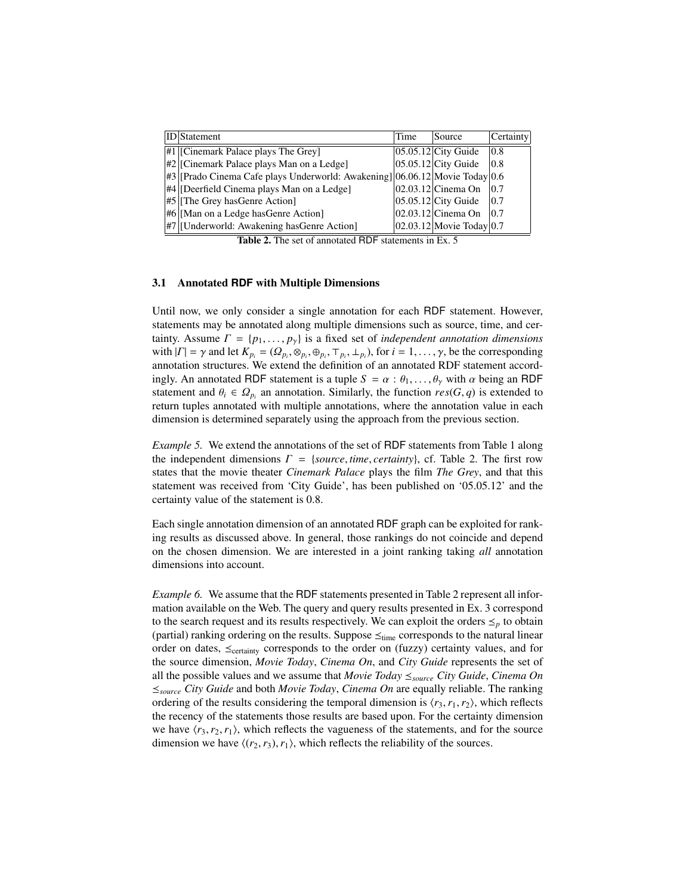| ID | Statement | Time | Source | Certainty |
|---|---|---|---|---|
| #1 | [Cinemark Palace plays The Grey] | 05.05.12 | City Guide | 0.8 |
| #2 | [Cinemark Palace plays Man on a Ledge] | 05.05.12 | City Guide | 0.8 |
| #3 | [Prado Cinema Cafe plays Underworld: Awakening] | 06.06.12 | Movie Today | 0.6 |
| #4 | [Deerfield Cinema plays Man on a Ledge] | 02.03.12 | Cinema On | 0.7 |
| #5 | [The Grey hasGenre Action] | 05.05.12 | City Guide | 0.7 |
| #6 | [Man on a Ledge hasGenre Action] | 02.03.12 | Cinema On | 0.7 |
| #7 | [Underworld: Awakening hasGenre Action] | 02.03.12 | Movie Today | 0.7 |

**Table 2.** The set of annotated RDF statements in Ex. 5

### 3.1 Annotated RDF with Multiple Dimensions

Until now, we only consider a single annotation for each RDF statement. However, statements may be annotated along multiple dimensions such as source, time, and certainty. Assume $\Gamma = \{p_1, \ldots, p_\gamma\}$ is a fixed set of *independent annotation dimensions* with $|\Gamma| = \gamma$ and let $K_{p_i} = (\Omega_{p_i}, \otimes_{p_i}, \oplus_{p_i}, \top_{p_i}, \bot_{p_i})$, for $i = 1, \ldots, \gamma$, be the corresponding annotation structures. We extend the definition of an annotated RDF statement accordingly. An annotated RDF statement is a tuple $S = \alpha : \theta_1, \ldots, \theta_\gamma$ with $\alpha$ being an RDF statement and $\theta_i \in \Omega_{p_i}$ an annotation. Similarly, the function $res(G, q)$ is extended to return tuples annotated with multiple annotations, where the annotation value in each dimension is determined separately using the approach from the previous section.

*Example 5.* We extend the annotations of the set of RDF statements from Table 1 along the independent dimensions $\Gamma = \{source, time, certainty\}$, cf. Table 2. The first row states that the movie theater *Cinemark Palace* plays the film *The Grey*, and that this statement was received from 'City Guide', has been published on '05.05.12' and the certainty value of the statement is 0.8.

Each single annotation dimension of an annotated RDF graph can be exploited for ranking results as discussed above. In general, those rankings do not coincide and depend on the chosen dimension. We are interested in a joint ranking taking *all* annotation dimensions into account.

*Example 6.* We assume that the RDF statements presented in Table 2 represent all information available on the Web. The query and query results presented in Ex. 3 correspond to the search request and its results respectively. We can exploit the orders $\preceq_p$ to obtain (partial) ranking ordering on the results. Suppose $\preceq_{\text{time}}$ corresponds to the natural linear order on dates, $\preceq_{\text{certainty}}$ corresponds to the order on (fuzzy) certainty values, and for the source dimension, *Movie Today*, *Cinema On*, and *City Guide* represents the set of all the possible values and we assume that *Movie Today* $\preceq_{source}$ *City Guide*, *Cinema On* $\preceq_{source}$ *City Guide* and both *Movie Today*, *Cinema On* are equally reliable. The ranking ordering of the results considering the temporal dimension is $\langle r_3, r_1, r_2 \rangle$, which reflects the recency of the statements those results are based upon. For the certainty dimension we have $\langle r_3, r_2, r_1 \rangle$, which reflects the vagueness of the statements, and for the source dimension we have $\langle (r_2, r_3), r_1 \rangle$, which reflects the reliability of the sources.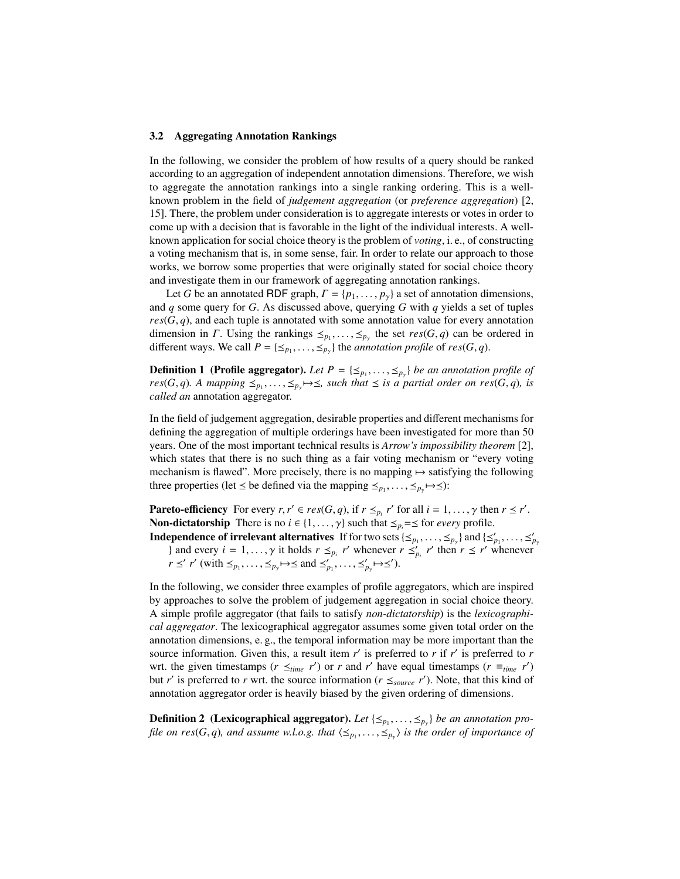### 3.2 Aggregating Annotation Rankings

In the following, we consider the problem of how results of a query should be ranked according to an aggregation of independent annotation dimensions. Therefore, we wish to aggregate the annotation rankings into a single ranking ordering. This is a well-known problem in the field of *judgement aggregation* (or *preference aggregation*) [2, 15]. There, the problem under consideration is to aggregate interests or votes in order to come up with a decision that is favorable in the light of the individual interests. A well-known application for social choice theory is the problem of *voting*, i. e., of constructing a voting mechanism that is, in some sense, fair. In order to relate our approach to those works, we borrow some properties that were originally stated for social choice theory and investigate them in our framework of aggregating annotation rankings.

Let $G$ be an annotated RDF graph, $\Gamma = \{p_1, \ldots, p_\gamma\}$ a set of annotation dimensions, and $q$ some query for $G$. As discussed above, querying $G$ with $q$ yields a set of tuples $res(G, q)$, and each tuple is annotated with some annotation value for every annotation dimension in $\Gamma$. Using the rankings $\preceq_{p_1}, \ldots, \preceq_{p_\gamma}$ the set $res(G, q)$ can be ordered in different ways. We call $P = \{\preceq_{p_1}, \ldots, \preceq_{p_\gamma}\}$ the *annotation profile* of $res(G, q)$.

**Definition 1 (Profile aggregator).** *Let $P = \{\preceq_{p_1}, \ldots, \preceq_{p_\gamma}\}$ be an annotation profile of $res(G, q)$. A mapping $\preceq_{p_1}, \ldots, \preceq_{p_\gamma} \mapsto \preceq$, such that $\preceq$ is a partial order on $res(G, q)$, is called an* annotation aggregator.

In the field of judgement aggregation, desirable properties and different mechanisms for defining the aggregation of multiple orderings have been investigated for more than 50 years. One of the most important technical results is *Arrow's impossibility theorem* [2], which states that there is no such thing as a fair voting mechanism or "every voting mechanism is flawed". More precisely, there is no mapping $\mapsto$ satisfying the following three properties (let $\preceq$ be defined via the mapping $\preceq_{p_1}, \ldots, \preceq_{p_\gamma} \mapsto \preceq$):

**Pareto-efficiency** For every $r, r' \in res(G, q)$, if $r \preceq_{p_i} r'$ for all $i = 1, \ldots, \gamma$ then $r \preceq r'$.
**Non-dictatorship** There is no $i \in \{1, \ldots, \gamma\}$ such that $\preceq_{p_i} = \preceq$ for *every* profile.
**Independence of irrelevant alternatives** If for two sets $\{\preceq_{p_1}, \ldots, \preceq_{p_\gamma}\}$ and $\{\preceq'_{p_1}, \ldots, \preceq'_{p_\gamma}\}$ and every $i = 1, \ldots, \gamma$ it holds $r \preceq_{p_i} r'$ whenever $r \preceq'_{p_i} r'$ then $r \preceq r'$ whenever $r \preceq' r'$ (with $\preceq_{p_1}, \ldots, \preceq_{p_\gamma} \mapsto \preceq$ and $\preceq'_{p_1}, \ldots, \preceq'_{p_\gamma} \mapsto \preceq'$).

In the following, we consider three examples of profile aggregators, which are inspired by approaches to solve the problem of judgement aggregation in social choice theory. A simple profile aggregator (that fails to satisfy *non-dictatorship*) is the *lexicographical aggregator*. The lexicographical aggregator assumes some given total order on the annotation dimensions, e. g., the temporal information may be more important than the source information. Given this, a result item $r'$ is preferred to $r$ if $r'$ is preferred to $r$ wrt. the given timestamps ($r \preceq_{time} r'$) or $r$ and $r'$ have equal timestamps ($r \equiv_{time} r'$) but $r'$ is preferred to $r$ wrt. the source information ($r \preceq_{source} r'$). Note, that this kind of annotation aggregator order is heavily biased by the given ordering of dimensions.

**Definition 2 (Lexicographical aggregator).** *Let $\{\preceq_{p_1}, \ldots, \preceq_{p_\gamma}\}$ be an annotation profile on $res(G, q)$, and assume w.l.o.g. that $\langle \preceq_{p_1}, \ldots, \preceq_{p_\gamma} \rangle$ is the order of importance of*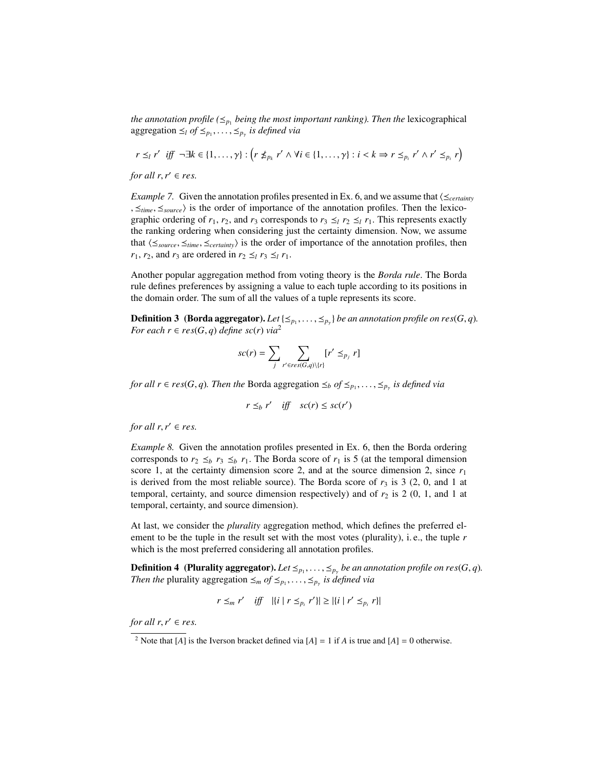*the annotation profile ($\preceq_{p_1}$ being the most important ranking). Then the* lexicographical aggregation $\preceq_l$ *of* $\preceq_{p_1}, \ldots, \preceq_{p_\gamma}$ *is defined via*

$$r \preceq_l r' \;\; \textit{iff} \;\; \neg\exists k \in \{1, \ldots, \gamma\} : \left( r \npreceq_{p_k} r' \wedge \forall i \in \{1, \ldots, \gamma\} : i < k \Rightarrow r \preceq_{p_i} r' \wedge r' \preceq_{p_i} r \right)$$

*for all* $r, r' \in res$.

*Example 7.* Given the annotation profiles presented in Ex. 6, and we assume that $\langle \preceq_{certainty}, \preceq_{time}, \preceq_{source} \rangle$ is the order of importance of the annotation profiles. Then the lexicographic ordering of $r_1$, $r_2$, and $r_3$ corresponds to $r_3 \preceq_l r_2 \preceq_l r_1$. This represents exactly the ranking ordering when considering just the certainty dimension. Now, we assume that $\langle \preceq_{source}, \preceq_{time}, \preceq_{certainty} \rangle$ is the order of importance of the annotation profiles, then $r_1$, $r_2$, and $r_3$ are ordered in $r_2 \preceq_l r_3 \preceq_l r_1$.

Another popular aggregation method from voting theory is the *Borda rule*. The Borda rule defines preferences by assigning a value to each tuple according to its positions in the domain order. The sum of all the values of a tuple represents its score.

**Definition 3 (Borda aggregator).** *Let* $\{\preceq_{p_1}, \ldots, \preceq_{p_\gamma}\}$ *be an annotation profile on* $res(G, q)$*. For each* $r \in res(G, q)$ *define* $sc(r)$ *via*[2]

$$sc(r) = \sum_{j} \sum_{r' \in res(G,q) \setminus \{r\}} [r' \preceq_{p_j} r]$$

*for all* $r \in res(G, q)$*. Then the* Borda aggregation $\preceq_b$ *of* $\preceq_{p_1}, \ldots, \preceq_{p_\gamma}$ *is defined via*

$$r \preceq_b r' \quad \textit{iff} \quad sc(r) \leq sc(r')$$

*for all* $r, r' \in res$.

*Example 8.* Given the annotation profiles presented in Ex. 6, then the Borda ordering corresponds to $r_2 \preceq_b r_3 \preceq_b r_1$. The Borda score of $r_1$ is 5 (at the temporal dimension score 1, at the certainty dimension score 2, and at the source dimension 2, since $r_1$ is derived from the most reliable source). The Borda score of $r_3$ is 3 (2, 0, and 1 at temporal, certainty, and source dimension respectively) and of $r_2$ is 2 (0, 1, and 1 at temporal, certainty, and source dimension).

At last, we consider the *plurality* aggregation method, which defines the preferred element to be the tuple in the result set with the most votes (plurality), i. e., the tuple $r$ which is the most preferred considering all annotation profiles.

**Definition 4 (Plurality aggregator).** *Let* $\preceq_{p_1}, \ldots, \preceq_{p_\gamma}$ *be an annotation profile on* $res(G, q)$*. Then the* plurality aggregation $\preceq_m$ *of* $\preceq_{p_1}, \ldots, \preceq_{p_\gamma}$ *is defined via*

$$r \preceq_m r' \quad \textit{iff} \quad |\{i \mid r \preceq_{p_i} r'\}| \geq |\{i \mid r' \preceq_{p_i} r\}|$$

*for all* $r, r' \in res$.

[2] Note that $[A]$ is the Iverson bracket defined via $[A] = 1$ if $A$ is true and $[A] = 0$ otherwise.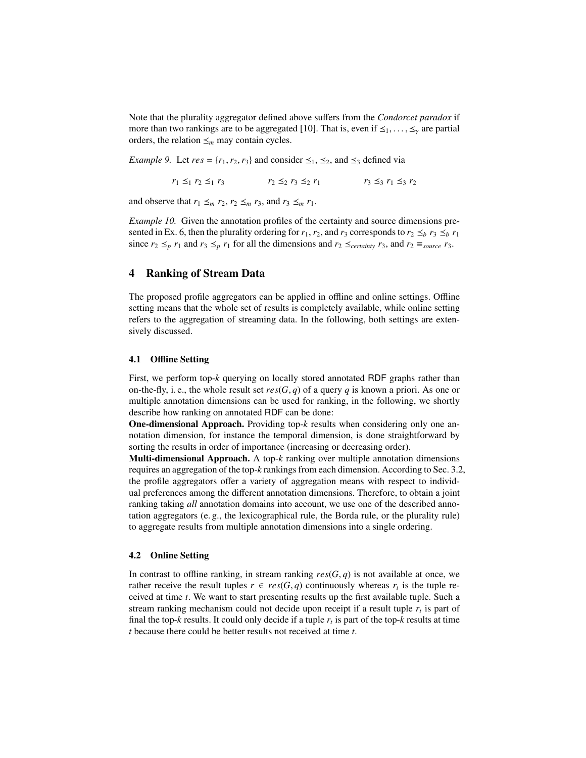Note that the plurality aggregator defined above suffers from the *Condorcet paradox* if more than two rankings are to be aggregated [10]. That is, even if $\preceq_1, \ldots, \preceq_\gamma$ are partial orders, the relation $\preceq_m$ may contain cycles.

*Example 9.* Let $res = \{r_1, r_2, r_3\}$ and consider $\preceq_1$, $\preceq_2$, and $\preceq_3$ defined via

$$r_1 \preceq_1 r_2 \preceq_1 r_3 \qquad\qquad r_2 \preceq_2 r_3 \preceq_2 r_1 \qquad\qquad r_3 \preceq_3 r_1 \preceq_3 r_2$$

and observe that $r_1 \preceq_m r_2$, $r_2 \preceq_m r_3$, and $r_3 \preceq_m r_1$.

*Example 10.* Given the annotation profiles of the certainty and source dimensions presented in Ex. 6, then the plurality ordering for $r_1, r_2$, and $r_3$ corresponds to $r_2 \preceq_b r_3 \preceq_b r_1$ since $r_2 \preceq_p r_1$ and $r_3 \preceq_p r_1$ for all the dimensions and $r_2 \preceq_{certainty} r_3$, and $r_2 \equiv_{source} r_3$.

## 4 Ranking of Stream Data

The proposed profile aggregators can be applied in offline and online settings. Offline setting means that the whole set of results is completely available, while online setting refers to the aggregation of streaming data. In the following, both settings are extensively discussed.

### 4.1 Offline Setting

First, we perform top-$k$ querying on locally stored annotated RDF graphs rather than on-the-fly, i. e., the whole result set $res(G, q)$ of a query $q$ is known a priori. As one or multiple annotation dimensions can be used for ranking, in the following, we shortly describe how ranking on annotated RDF can be done:

**One-dimensional Approach.** Providing top-$k$ results when considering only one annotation dimension, for instance the temporal dimension, is done straightforward by sorting the results in order of importance (increasing or decreasing order).

**Multi-dimensional Approach.** A top-$k$ ranking over multiple annotation dimensions requires an aggregation of the top-$k$ rankings from each dimension. According to Sec. 3.2, the profile aggregators offer a variety of aggregation means with respect to individual preferences among the different annotation dimensions. Therefore, to obtain a joint ranking taking *all* annotation domains into account, we use one of the described annotation aggregators (e. g., the lexicographical rule, the Borda rule, or the plurality rule) to aggregate results from multiple annotation dimensions into a single ordering.

### 4.2 Online Setting

In contrast to offline ranking, in stream ranking $res(G, q)$ is not available at once, we rather receive the result tuples $r \in res(G, q)$ continuously whereas $r_t$ is the tuple received at time $t$. We want to start presenting results up the first available tuple. Such a stream ranking mechanism could not decide upon receipt if a result tuple $r_t$ is part of final the top-$k$ results. It could only decide if a tuple $r_t$ is part of the top-$k$ results at time $t$ because there could be better results not received at time $t$.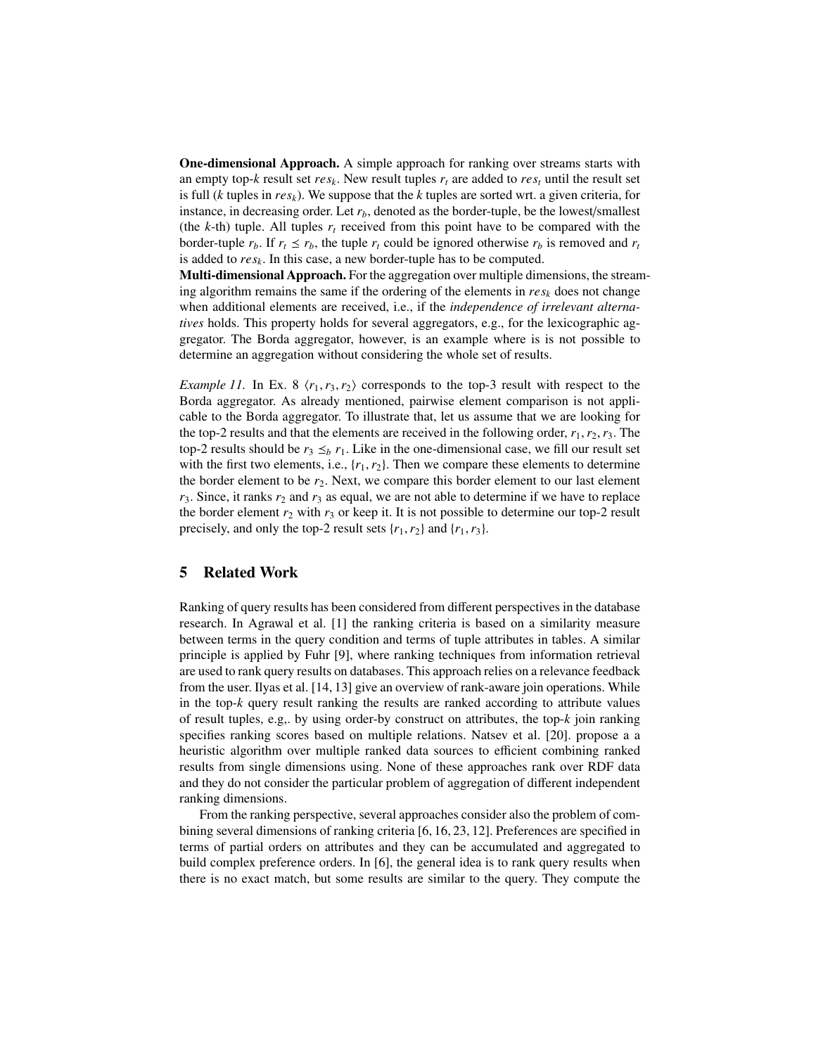**One-dimensional Approach.** A simple approach for ranking over streams starts with an empty top-$k$ result set $res_k$. New result tuples $r_t$ are added to $res_t$ until the result set is full ($k$ tuples in $res_k$). We suppose that the $k$ tuples are sorted wrt. a given criteria, for instance, in decreasing order. Let $r_b$, denoted as the border-tuple, be the lowest/smallest (the $k$-th) tuple. All tuples $r_t$ received from this point have to be compared with the border-tuple $r_b$. If $r_t \preceq r_b$, the tuple $r_t$ could be ignored otherwise $r_b$ is removed and $r_t$ is added to $res_k$. In this case, a new border-tuple has to be computed.

**Multi-dimensional Approach.** For the aggregation over multiple dimensions, the streaming algorithm remains the same if the ordering of the elements in $res_k$ does not change when additional elements are received, i.e., if the *independence of irrelevant alternatives* holds. This property holds for several aggregators, e.g., for the lexicographic aggregator. The Borda aggregator, however, is an example where is is not possible to determine an aggregation without considering the whole set of results.

*Example 11.* In Ex. 8 $\langle r_1, r_3, r_2 \rangle$ corresponds to the top-3 result with respect to the Borda aggregator. As already mentioned, pairwise element comparison is not applicable to the Borda aggregator. To illustrate that, let us assume that we are looking for the top-2 results and that the elements are received in the following order, $r_1, r_2, r_3$. The top-2 results should be $r_3 \preceq_b r_1$. Like in the one-dimensional case, we fill our result set with the first two elements, i.e., $\{r_1, r_2\}$. Then we compare these elements to determine the border element to be $r_2$. Next, we compare this border element to our last element $r_3$. Since, it ranks $r_2$ and $r_3$ as equal, we are not able to determine if we have to replace the border element $r_2$ with $r_3$ or keep it. It is not possible to determine our top-2 result precisely, and only the top-2 result sets $\{r_1, r_2\}$ and $\{r_1, r_3\}$.

## 5 Related Work

Ranking of query results has been considered from different perspectives in the database research. In Agrawal et al. [1] the ranking criteria is based on a similarity measure between terms in the query condition and terms of tuple attributes in tables. A similar principle is applied by Fuhr [9], where ranking techniques from information retrieval are used to rank query results on databases. This approach relies on a relevance feedback from the user. Ilyas et al. [14, 13] give an overview of rank-aware join operations. While in the top-$k$ query result ranking the results are ranked according to attribute values of result tuples, e.g,. by using order-by construct on attributes, the top-$k$ join ranking specifies ranking scores based on multiple relations. Natsev et al. [20]. propose a a heuristic algorithm over multiple ranked data sources to efficient combining ranked results from single dimensions using. None of these approaches rank over RDF data and they do not consider the particular problem of aggregation of different independent ranking dimensions.

From the ranking perspective, several approaches consider also the problem of combining several dimensions of ranking criteria [6, 16, 23, 12]. Preferences are specified in terms of partial orders on attributes and they can be accumulated and aggregated to build complex preference orders. In [6], the general idea is to rank query results when there is no exact match, but some results are similar to the query. They compute the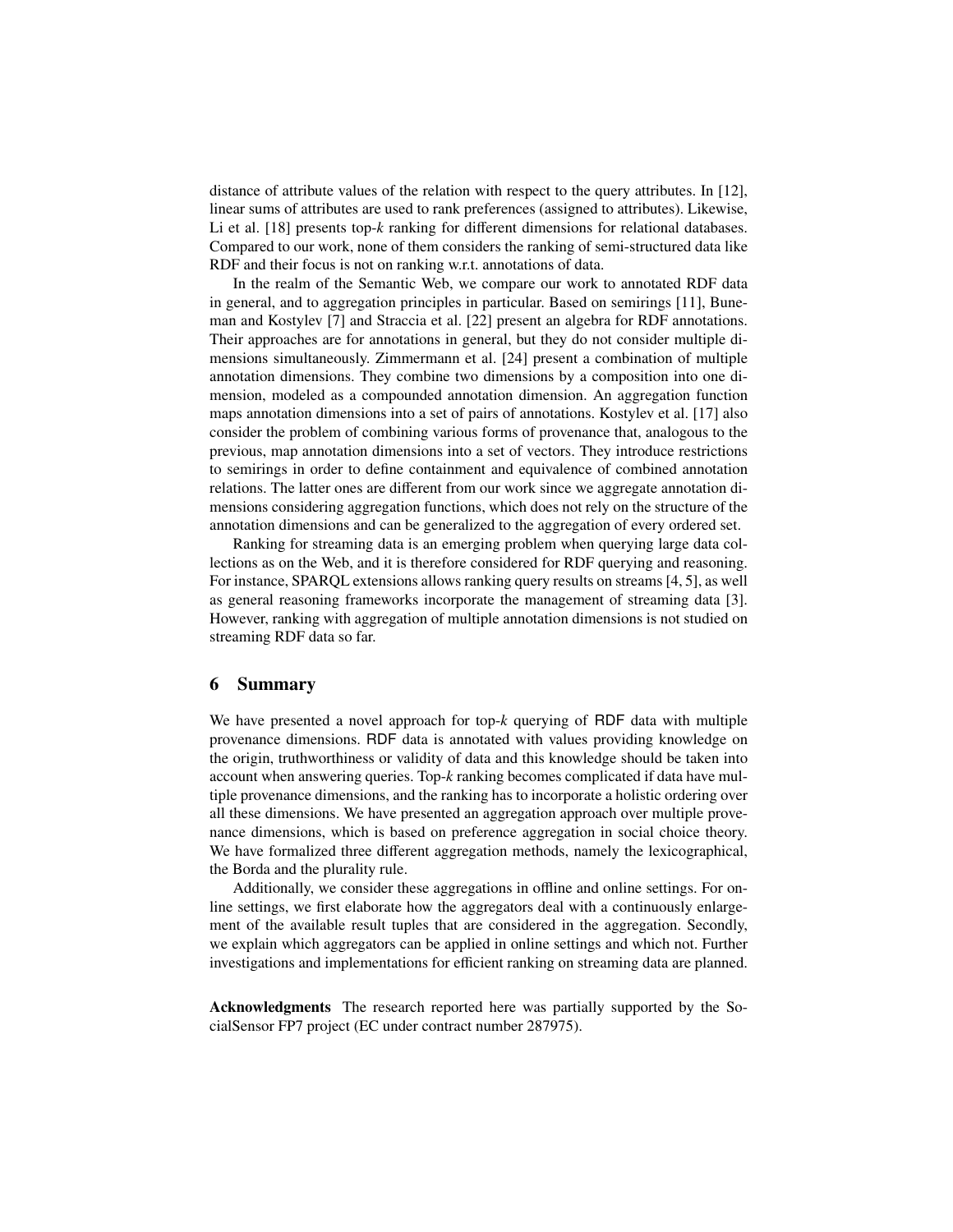distance of attribute values of the relation with respect to the query attributes. In [12], linear sums of attributes are used to rank preferences (assigned to attributes). Likewise, Li et al. [18] presents top-*k* ranking for different dimensions for relational databases. Compared to our work, none of them considers the ranking of semi-structured data like RDF and their focus is not on ranking w.r.t. annotations of data.

In the realm of the Semantic Web, we compare our work to annotated RDF data in general, and to aggregation principles in particular. Based on semirings [11], Buneman and Kostylev [7] and Straccia et al. [22] present an algebra for RDF annotations. Their approaches are for annotations in general, but they do not consider multiple dimensions simultaneously. Zimmermann et al. [24] present a combination of multiple annotation dimensions. They combine two dimensions by a composition into one dimension, modeled as a compounded annotation dimension. An aggregation function maps annotation dimensions into a set of pairs of annotations. Kostylev et al. [17] also consider the problem of combining various forms of provenance that, analogous to the previous, map annotation dimensions into a set of vectors. They introduce restrictions to semirings in order to define containment and equivalence of combined annotation relations. The latter ones are different from our work since we aggregate annotation dimensions considering aggregation functions, which does not rely on the structure of the annotation dimensions and can be generalized to the aggregation of every ordered set.

Ranking for streaming data is an emerging problem when querying large data collections as on the Web, and it is therefore considered for RDF querying and reasoning. For instance, SPARQL extensions allows ranking query results on streams [4, 5], as well as general reasoning frameworks incorporate the management of streaming data [3]. However, ranking with aggregation of multiple annotation dimensions is not studied on streaming RDF data so far.

## 6 Summary

We have presented a novel approach for top-*k* querying of RDF data with multiple provenance dimensions. RDF data is annotated with values providing knowledge on the origin, truthworthiness or validity of data and this knowledge should be taken into account when answering queries. Top-*k* ranking becomes complicated if data have multiple provenance dimensions, and the ranking has to incorporate a holistic ordering over all these dimensions. We have presented an aggregation approach over multiple provenance dimensions, which is based on preference aggregation in social choice theory. We have formalized three different aggregation methods, namely the lexicographical, the Borda and the plurality rule.

Additionally, we consider these aggregations in offline and online settings. For online settings, we first elaborate how the aggregators deal with a continuously enlargement of the available result tuples that are considered in the aggregation. Secondly, we explain which aggregators can be applied in online settings and which not. Further investigations and implementations for efficient ranking on streaming data are planned.

**Acknowledgments** The research reported here was partially supported by the SocialSensor FP7 project (EC under contract number 287975).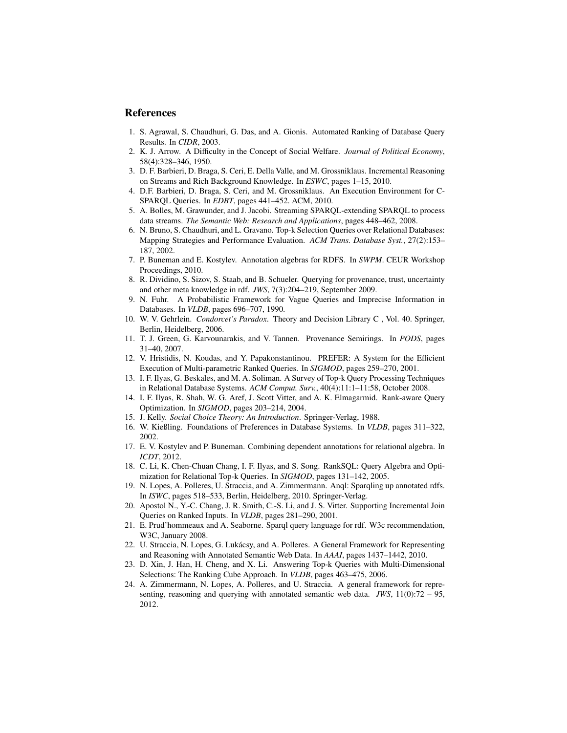## References

1. S. Agrawal, S. Chaudhuri, G. Das, and A. Gionis. Automated Ranking of Database Query Results. In *CIDR*, 2003.
2. K. J. Arrow. A Difficulty in the Concept of Social Welfare. *Journal of Political Economy*, 58(4):328–346, 1950.
3. D. F. Barbieri, D. Braga, S. Ceri, E. Della Valle, and M. Grossniklaus. Incremental Reasoning on Streams and Rich Background Knowledge. In *ESWC*, pages 1–15, 2010.
4. D.F. Barbieri, D. Braga, S. Ceri, and M. Grossniklaus. An Execution Environment for C-SPARQL Queries. In *EDBT*, pages 441–452. ACM, 2010.
5. A. Bolles, M. Grawunder, and J. Jacobi. Streaming SPARQL-extending SPARQL to process data streams. *The Semantic Web: Research and Applications*, pages 448–462, 2008.
6. N. Bruno, S. Chaudhuri, and L. Gravano. Top-k Selection Queries over Relational Databases: Mapping Strategies and Performance Evaluation. *ACM Trans. Database Syst.*, 27(2):153–187, 2002.
7. P. Buneman and E. Kostylev. Annotation algebras for RDFS. In *SWPM*. CEUR Workshop Proceedings, 2010.
8. R. Dividino, S. Sizov, S. Staab, and B. Schueler. Querying for provenance, trust, uncertainty and other meta knowledge in rdf. *JWS*, 7(3):204–219, September 2009.
9. N. Fuhr. A Probabilistic Framework for Vague Queries and Imprecise Information in Databases. In *VLDB*, pages 696–707, 1990.
10. W. V. Gehrlein. *Condorcet's Paradox*. Theory and Decision Library C , Vol. 40. Springer, Berlin, Heidelberg, 2006.
11. T. J. Green, G. Karvounarakis, and V. Tannen. Provenance Semirings. In *PODS*, pages 31–40, 2007.
12. V. Hristidis, N. Koudas, and Y. Papakonstantinou. PREFER: A System for the Efficient Execution of Multi-parametric Ranked Queries. In *SIGMOD*, pages 259–270, 2001.
13. I. F. Ilyas, G. Beskales, and M. A. Soliman. A Survey of Top-k Query Processing Techniques in Relational Database Systems. *ACM Comput. Surv.*, 40(4):11:1–11:58, October 2008.
14. I. F. Ilyas, R. Shah, W. G. Aref, J. Scott Vitter, and A. K. Elmagarmid. Rank-aware Query Optimization. In *SIGMOD*, pages 203–214, 2004.
15. J. Kelly. *Social Choice Theory: An Introduction*. Springer-Verlag, 1988.
16. W. Kießling. Foundations of Preferences in Database Systems. In *VLDB*, pages 311–322, 2002.
17. E. V. Kostylev and P. Buneman. Combining dependent annotations for relational algebra. In *ICDT*, 2012.
18. C. Li, K. Chen-Chuan Chang, I. F. Ilyas, and S. Song. RankSQL: Query Algebra and Optimization for Relational Top-k Queries. In *SIGMOD*, pages 131–142, 2005.
19. N. Lopes, A. Polleres, U. Straccia, and A. Zimmermann. Anql: Sparqling up annotated rdfs. In *ISWC*, pages 518–533, Berlin, Heidelberg, 2010. Springer-Verlag.
20. Apostol N., Y.-C. Chang, J. R. Smith, C.-S. Li, and J. S. Vitter. Supporting Incremental Join Queries on Ranked Inputs. In *VLDB*, pages 281–290, 2001.
21. E. Prud'hommeaux and A. Seaborne. Sparql query language for rdf. W3c recommendation, W3C, January 2008.
22. U. Straccia, N. Lopes, G. Lukácsy, and A. Polleres. A General Framework for Representing and Reasoning with Annotated Semantic Web Data. In *AAAI*, pages 1437–1442, 2010.
23. D. Xin, J. Han, H. Cheng, and X. Li. Answering Top-k Queries with Multi-Dimensional Selections: The Ranking Cube Approach. In *VLDB*, pages 463–475, 2006.
24. A. Zimmermann, N. Lopes, A. Polleres, and U. Straccia. A general framework for representing, reasoning and querying with annotated semantic web data. *JWS*, 11(0):72 – 95, 2012.